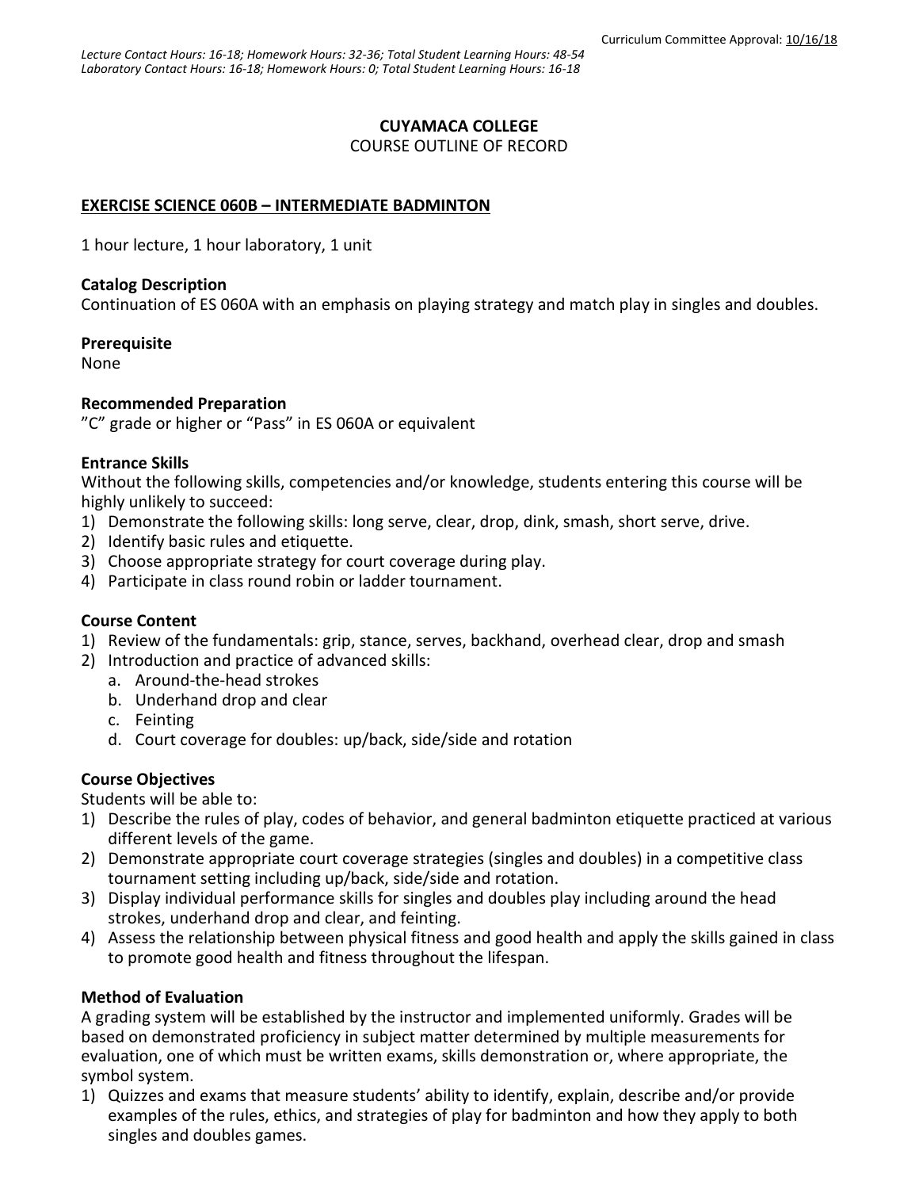Curriculum Committee Approval: 10/16/18

*Lecture Contact Hours: 16-18; Homework Hours: 32-36; Total Student Learning Hours: 48-54*
*Laboratory Contact Hours: 16-18; Homework Hours: 0; Total Student Learning Hours: 16-18*

**CUYAMACA COLLEGE**

COURSE OUTLINE OF RECORD

**EXERCISE SCIENCE 060B – INTERMEDIATE BADMINTON**

1 hour lecture, 1 hour laboratory, 1 unit

**Catalog Description**

Continuation of ES 060A with an emphasis on playing strategy and match play in singles and doubles.

**Prerequisite**

None

**Recommended Preparation**

"C" grade or higher or "Pass" in ES 060A or equivalent

**Entrance Skills**

Without the following skills, competencies and/or knowledge, students entering this course will be highly unlikely to succeed:

1) Demonstrate the following skills: long serve, clear, drop, dink, smash, short serve, drive.
2) Identify basic rules and etiquette.
3) Choose appropriate strategy for court coverage during play.
4) Participate in class round robin or ladder tournament.

**Course Content**

1) Review of the fundamentals: grip, stance, serves, backhand, overhead clear, drop and smash
2) Introduction and practice of advanced skills:
   a. Around-the-head strokes
   b. Underhand drop and clear
   c. Feinting
   d. Court coverage for doubles: up/back, side/side and rotation

**Course Objectives**

Students will be able to:

1) Describe the rules of play, codes of behavior, and general badminton etiquette practiced at various different levels of the game.
2) Demonstrate appropriate court coverage strategies (singles and doubles) in a competitive class tournament setting including up/back, side/side and rotation.
3) Display individual performance skills for singles and doubles play including around the head strokes, underhand drop and clear, and feinting.
4) Assess the relationship between physical fitness and good health and apply the skills gained in class to promote good health and fitness throughout the lifespan.

**Method of Evaluation**

A grading system will be established by the instructor and implemented uniformly. Grades will be based on demonstrated proficiency in subject matter determined by multiple measurements for evaluation, one of which must be written exams, skills demonstration or, where appropriate, the symbol system.

1) Quizzes and exams that measure students' ability to identify, explain, describe and/or provide examples of the rules, ethics, and strategies of play for badminton and how they apply to both singles and doubles games.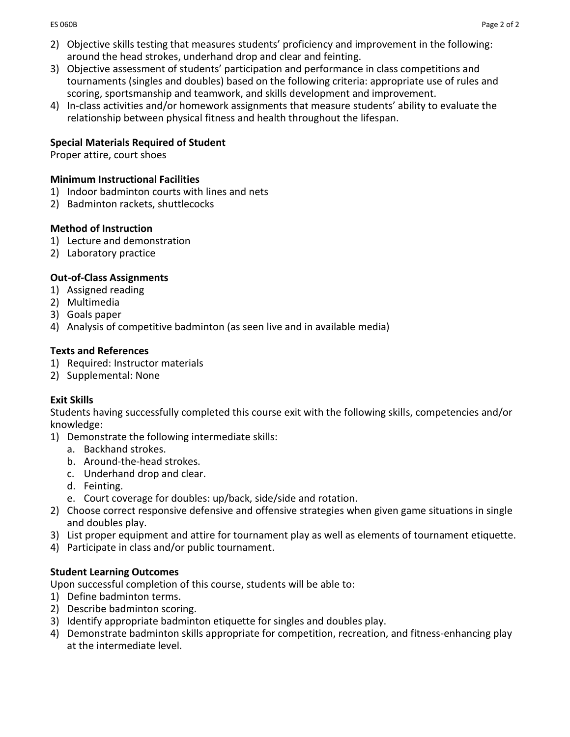2) Objective skills testing that measures students' proficiency and improvement in the following: around the head strokes, underhand drop and clear and feinting.
3) Objective assessment of students' participation and performance in class competitions and tournaments (singles and doubles) based on the following criteria: appropriate use of rules and scoring, sportsmanship and teamwork, and skills development and improvement.
4) In-class activities and/or homework assignments that measure students' ability to evaluate the relationship between physical fitness and health throughout the lifespan.

**Special Materials Required of Student**

Proper attire, court shoes

**Minimum Instructional Facilities**

1) Indoor badminton courts with lines and nets
2) Badminton rackets, shuttlecocks

**Method of Instruction**

1) Lecture and demonstration
2) Laboratory practice

**Out-of-Class Assignments**

1) Assigned reading
2) Multimedia
3) Goals paper
4) Analysis of competitive badminton (as seen live and in available media)

**Texts and References**

1) Required: Instructor materials
2) Supplemental: None

**Exit Skills**

Students having successfully completed this course exit with the following skills, competencies and/or knowledge:

1) Demonstrate the following intermediate skills:
   a. Backhand strokes.
   b. Around-the-head strokes.
   c. Underhand drop and clear.
   d. Feinting.
   e. Court coverage for doubles: up/back, side/side and rotation.
2) Choose correct responsive defensive and offensive strategies when given game situations in single and doubles play.
3) List proper equipment and attire for tournament play as well as elements of tournament etiquette.
4) Participate in class and/or public tournament.

**Student Learning Outcomes**

Upon successful completion of this course, students will be able to:

1) Define badminton terms.
2) Describe badminton scoring.
3) Identify appropriate badminton etiquette for singles and doubles play.
4) Demonstrate badminton skills appropriate for competition, recreation, and fitness-enhancing play at the intermediate level.